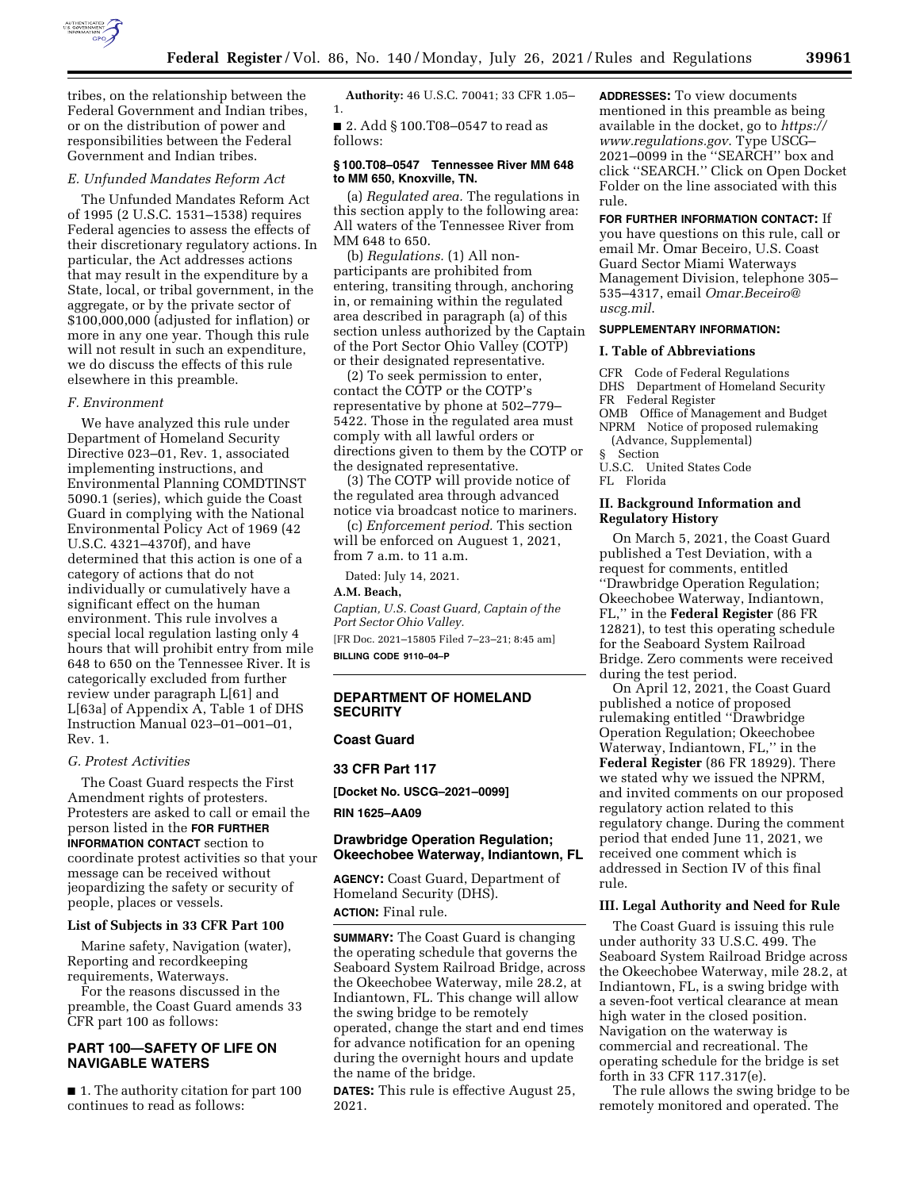tribes, on the relationship between the Federal Government and Indian tribes, or on the distribution of power and responsibilities between the Federal Government and Indian tribes.

### *E. Unfunded Mandates Reform Act*

The Unfunded Mandates Reform Act of 1995 (2 U.S.C. 1531–1538) requires Federal agencies to assess the effects of their discretionary regulatory actions. In particular, the Act addresses actions that may result in the expenditure by a State, local, or tribal government, in the aggregate, or by the private sector of $100,000,000 (adjusted for inflation) or more in any one year. Though this rule will not result in such an expenditure, we do discuss the effects of this rule elsewhere in this preamble.

### *F. Environment*

We have analyzed this rule under Department of Homeland Security Directive 023–01, Rev. 1, associated implementing instructions, and Environmental Planning COMDTINST 5090.1 (series), which guide the Coast Guard in complying with the National Environmental Policy Act of 1969 (42 U.S.C. 4321–4370f), and have determined that this action is one of a category of actions that do not individually or cumulatively have a significant effect on the human environment. This rule involves a special local regulation lasting only 4 hours that will prohibit entry from mile 648 to 650 on the Tennessee River. It is categorically excluded from further review under paragraph L[61] and L[63a] of Appendix A, Table 1 of DHS Instruction Manual 023–01–001–01, Rev. 1.

### *G. Protest Activities*

The Coast Guard respects the First Amendment rights of protesters. Protesters are asked to call or email the person listed in the **FOR FURTHER INFORMATION CONTACT** section to coordinate protest activities so that your message can be received without jeopardizing the safety or security of people, places or vessels.

### List of Subjects in 33 CFR Part 100

Marine safety, Navigation (water), Reporting and recordkeeping requirements, Waterways.

For the reasons discussed in the preamble, the Coast Guard amends 33 CFR part 100 as follows:

## PART 100—SAFETY OF LIFE ON NAVIGABLE WATERS

■ 1. The authority citation for part 100 continues to read as follows:

**Authority:** 46 U.S.C. 70041; 33 CFR 1.05–1.

■ 2. Add § 100.T08–0547 to read as follows:

#### § 100.T08–0547 Tennessee River MM 648 to MM 650, Knoxville, TN.

(a) *Regulated area.* The regulations in this section apply to the following area: All waters of the Tennessee River from MM 648 to 650.

(b) *Regulations.* (1) All non-participants are prohibited from entering, transiting through, anchoring in, or remaining within the regulated area described in paragraph (a) of this section unless authorized by the Captain of the Port Sector Ohio Valley (COTP) or their designated representative.

(2) To seek permission to enter, contact the COTP or the COTP's representative by phone at 502–779–5422. Those in the regulated area must comply with all lawful orders or directions given to them by the COTP or the designated representative.

(3) The COTP will provide notice of the regulated area through advanced notice via broadcast notice to mariners.

(c) *Enforcement period.* This section will be enforced on August 1, 2021, from 7 a.m. to 11 a.m.

Dated: July 14, 2021.

**A.M. Beach,**

*Captian, U.S. Coast Guard, Captain of the Port Sector Ohio Valley.*

[FR Doc. 2021–15805 Filed 7–23–21; 8:45 am]

**BILLING CODE 9110–04–P**

---

## DEPARTMENT OF HOMELAND SECURITY

## Coast Guard

## 33 CFR Part 117

**[Docket No. USCG–2021–0099]**

**RIN 1625–AA09**

## Drawbridge Operation Regulation; Okeechobee Waterway, Indiantown, FL

**AGENCY:** Coast Guard, Department of Homeland Security (DHS).

**ACTION:** Final rule.

**SUMMARY:** The Coast Guard is changing the operating schedule that governs the Seaboard System Railroad Bridge, across the Okeechobee Waterway, mile 28.2, at Indiantown, FL. This change will allow the swing bridge to be remotely operated, change the start and end times for advance notification for an opening during the overnight hours and update the name of the bridge.

**DATES:** This rule is effective August 25, 2021.

**ADDRESSES:** To view documents mentioned in this preamble as being available in the docket, go to *https://www.regulations.gov*. Type USCG–2021–0099 in the ''SEARCH'' box and click ''SEARCH.'' Click on Open Docket Folder on the line associated with this rule.

**FOR FURTHER INFORMATION CONTACT:** If you have questions on this rule, call or email Mr. Omar Beceiro, U.S. Coast Guard Sector Miami Waterways Management Division, telephone 305–535–4317, email *Omar.Beceiro@uscg.mil*.

**SUPPLEMENTARY INFORMATION:**

### I. Table of Abbreviations

CFR Code of Federal Regulations
DHS Department of Homeland Security
FR Federal Register
OMB Office of Management and Budget
NPRM Notice of proposed rulemaking (Advance, Supplemental)
§ Section
U.S.C. United States Code
FL Florida

### II. Background Information and Regulatory History

On March 5, 2021, the Coast Guard published a Test Deviation, with a request for comments, entitled ''Drawbridge Operation Regulation; Okeechobee Waterway, Indiantown, FL,'' in the **Federal Register** (86 FR 12821), to test this operating schedule for the Seaboard System Railroad Bridge. Zero comments were received during the test period.

On April 12, 2021, the Coast Guard published a notice of proposed rulemaking entitled ''Drawbridge Operation Regulation; Okeechobee Waterway, Indiantown, FL,'' in the **Federal Register** (86 FR 18929). There we stated why we issued the NPRM, and invited comments on our proposed regulatory action related to this regulatory change. During the comment period that ended June 11, 2021, we received one comment which is addressed in Section IV of this final rule.

### III. Legal Authority and Need for Rule

The Coast Guard is issuing this rule under authority 33 U.S.C. 499. The Seaboard System Railroad Bridge across the Okeechobee Waterway, mile 28.2, at Indiantown, FL, is a swing bridge with a seven-foot vertical clearance at mean high water in the closed position. Navigation on the waterway is commercial and recreational. The operating schedule for the bridge is set forth in 33 CFR 117.317(e).

The rule allows the swing bridge to be remotely monitored and operated. The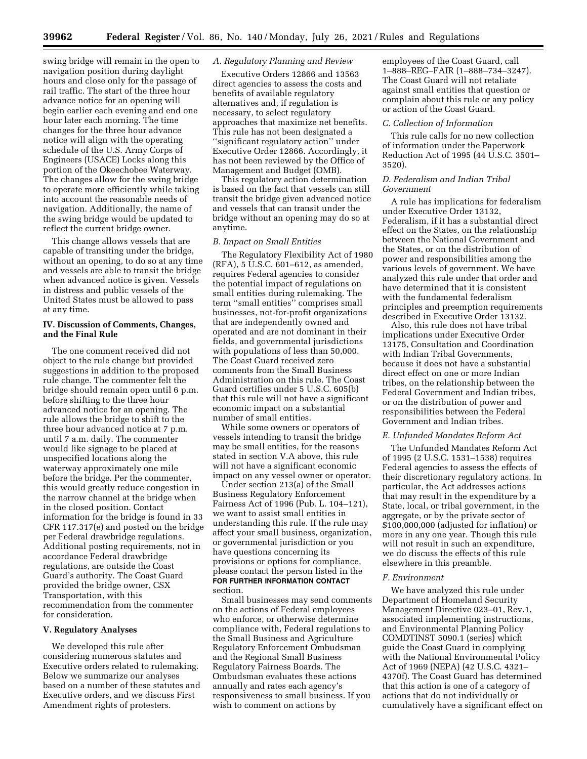swing bridge will remain in the open to navigation position during daylight hours and close only for the passage of rail traffic. The start of the three hour advance notice for an opening will begin earlier each evening and end one hour later each morning. The time changes for the three hour advance notice will align with the operating schedule of the U.S. Army Corps of Engineers (USACE) Locks along this portion of the Okeechobee Waterway. The changes allow for the swing bridge to operate more efficiently while taking into account the reasonable needs of navigation. Additionally, the name of the swing bridge would be updated to reflect the current bridge owner.

This change allows vessels that are capable of transiting under the bridge, without an opening, to do so at any time and vessels are able to transit the bridge when advanced notice is given. Vessels in distress and public vessels of the United States must be allowed to pass at any time.

## IV. Discussion of Comments, Changes, and the Final Rule

The one comment received did not object to the rule change but provided suggestions in addition to the proposed rule change. The commenter felt the bridge should remain open until 6 p.m. before shifting to the three hour advanced notice for an opening. The rule allows the bridge to shift to the three hour advanced notice at 7 p.m. until 7 a.m. daily. The commenter would like signage to be placed at unspecified locations along the waterway approximately one mile before the bridge. Per the commenter, this would greatly reduce congestion in the narrow channel at the bridge when in the closed position. Contact information for the bridge is found in 33 CFR 117.317(e) and posted on the bridge per Federal drawbridge regulations. Additional posting requirements, not in accordance Federal drawbridge regulations, are outside the Coast Guard's authority. The Coast Guard provided the bridge owner, CSX Transportation, with this recommendation from the commenter for consideration.

## V. Regulatory Analyses

We developed this rule after considering numerous statutes and Executive orders related to rulemaking. Below we summarize our analyses based on a number of these statutes and Executive orders, and we discuss First Amendment rights of protesters.

### *A. Regulatory Planning and Review*

Executive Orders 12866 and 13563 direct agencies to assess the costs and benefits of available regulatory alternatives and, if regulation is necessary, to select regulatory approaches that maximize net benefits. This rule has not been designated a "significant regulatory action" under Executive Order 12866. Accordingly, it has not been reviewed by the Office of Management and Budget (OMB).

This regulatory action determination is based on the fact that vessels can still transit the bridge given advanced notice and vessels that can transit under the bridge without an opening may do so at anytime.

### *B. Impact on Small Entities*

The Regulatory Flexibility Act of 1980 (RFA), 5 U.S.C. 601–612, as amended, requires Federal agencies to consider the potential impact of regulations on small entities during rulemaking. The term "small entities" comprises small businesses, not-for-profit organizations that are independently owned and operated and are not dominant in their fields, and governmental jurisdictions with populations of less than 50,000. The Coast Guard received zero comments from the Small Business Administration on this rule. The Coast Guard certifies under 5 U.S.C. 605(b) that this rule will not have a significant economic impact on a substantial number of small entities.

While some owners or operators of vessels intending to transit the bridge may be small entities, for the reasons stated in section V.A above, this rule will not have a significant economic impact on any vessel owner or operator.

Under section 213(a) of the Small Business Regulatory Enforcement Fairness Act of 1996 (Pub. L. 104–121), we want to assist small entities in understanding this rule. If the rule may affect your small business, organization, or governmental jurisdiction or you have questions concerning its provisions or options for compliance, please contact the person listed in the **FOR FURTHER INFORMATION CONTACT** section.

Small businesses may send comments on the actions of Federal employees who enforce, or otherwise determine compliance with, Federal regulations to the Small Business and Agriculture Regulatory Enforcement Ombudsman and the Regional Small Business Regulatory Fairness Boards. The Ombudsman evaluates these actions annually and rates each agency's responsiveness to small business. If you wish to comment on actions by employees of the Coast Guard, call 1–888–REG–FAIR (1–888–734–3247). The Coast Guard will not retaliate against small entities that question or complain about this rule or any policy or action of the Coast Guard.

### *C. Collection of Information*

This rule calls for no new collection of information under the Paperwork Reduction Act of 1995 (44 U.S.C. 3501–3520).

### *D. Federalism and Indian Tribal Government*

A rule has implications for federalism under Executive Order 13132, Federalism, if it has a substantial direct effect on the States, on the relationship between the National Government and the States, or on the distribution of power and responsibilities among the various levels of government. We have analyzed this rule under that order and have determined that it is consistent with the fundamental federalism principles and preemption requirements described in Executive Order 13132.

Also, this rule does not have tribal implications under Executive Order 13175, Consultation and Coordination with Indian Tribal Governments, because it does not have a substantial direct effect on one or more Indian tribes, on the relationship between the Federal Government and Indian tribes, or on the distribution of power and responsibilities between the Federal Government and Indian tribes.

### *E. Unfunded Mandates Reform Act*

The Unfunded Mandates Reform Act of 1995 (2 U.S.C. 1531–1538) requires Federal agencies to assess the effects of their discretionary regulatory actions. In particular, the Act addresses actions that may result in the expenditure by a State, local, or tribal government, in the aggregate, or by the private sector of $100,000,000 (adjusted for inflation) or more in any one year. Though this rule will not result in such an expenditure, we do discuss the effects of this rule elsewhere in this preamble.

### *F. Environment*

We have analyzed this rule under Department of Homeland Security Management Directive 023–01, Rev.1, associated implementing instructions, and Environmental Planning Policy COMDTINST 5090.1 (series) which guide the Coast Guard in complying with the National Environmental Policy Act of 1969 (NEPA) (42 U.S.C. 4321–4370f). The Coast Guard has determined that this action is one of a category of actions that do not individually or cumulatively have a significant effect on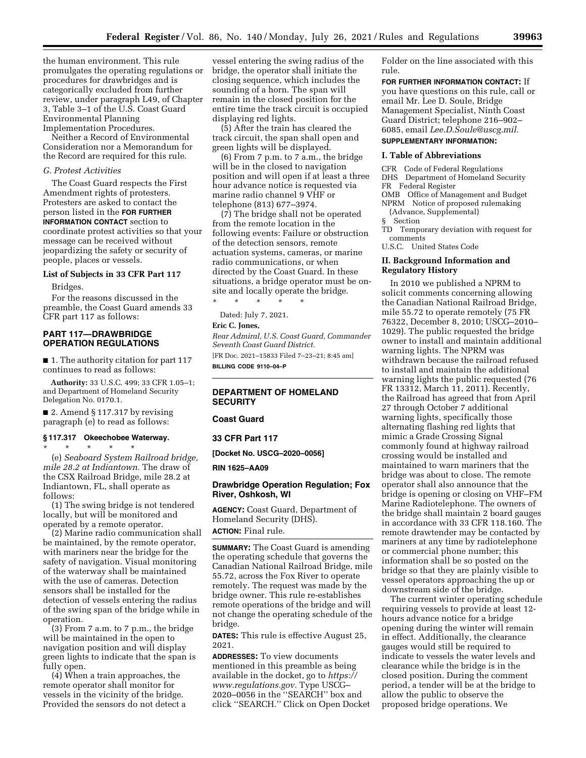the human environment. This rule promulgates the operating regulations or procedures for drawbridges and is categorically excluded from further review, under paragraph L49, of Chapter 3, Table 3–1 of the U.S. Coast Guard Environmental Planning Implementation Procedures.

Neither a Record of Environmental Consideration nor a Memorandum for the Record are required for this rule.

*G. Protest Activities*

The Coast Guard respects the First Amendment rights of protesters. Protesters are asked to contact the person listed in the **FOR FURTHER INFORMATION CONTACT** section to coordinate protest activities so that your message can be received without jeopardizing the safety or security of people, places or vessels.

**List of Subjects in 33 CFR Part 117**

Bridges.

For the reasons discussed in the preamble, the Coast Guard amends 33 CFR part 117 as follows:

## PART 117—DRAWBRIDGE OPERATION REGULATIONS

■ 1. The authority citation for part 117 continues to read as follows:

**Authority:** 33 U.S.C. 499; 33 CFR 1.05–1; and Department of Homeland Security Delegation No. 0170.1.

■ 2. Amend § 117.317 by revising paragraph (e) to read as follows:

**§ 117.317 Okeechobee Waterway.**

\* \* \* \* \*

(e) *Seaboard System Railroad bridge, mile 28.2 at Indiantown.* The draw of the CSX Railroad Bridge, mile 28.2 at Indiantown, FL, shall operate as follows:

(1) The swing bridge is not tendered locally, but will be monitored and operated by a remote operator.

(2) Marine radio communication shall be maintained, by the remote operator, with mariners near the bridge for the safety of navigation. Visual monitoring of the waterway shall be maintained with the use of cameras. Detection sensors shall be installed for the detection of vessels entering the radius of the swing span of the bridge while in operation.

(3) From 7 a.m. to 7 p.m., the bridge will be maintained in the open to navigation position and will display green lights to indicate that the span is fully open.

(4) When a train approaches, the remote operator shall monitor for vessels in the vicinity of the bridge. Provided the sensors do not detect a vessel entering the swing radius of the bridge, the operator shall initiate the closing sequence, which includes the sounding of a horn. The span will remain in the closed position for the entire time the track circuit is occupied displaying red lights.

(5) After the train has cleared the track circuit, the span shall open and green lights will be displayed.

(6) From 7 p.m. to 7 a.m., the bridge will be in the closed to navigation position and will open if at least a three hour advance notice is requested via marine radio channel 9 VHF or telephone (813) 677–3974.

(7) The bridge shall not be operated from the remote location in the following events: Failure or obstruction of the detection sensors, remote actuation systems, cameras, or marine radio communications, or when directed by the Coast Guard. In these situations, a bridge operator must be on-site and locally operate the bridge.

\* \* \* \* \*

Dated: July 7, 2021.

**Eric C. Jones,**

*Rear Admiral, U.S. Coast Guard, Commander Seventh Coast Guard District.*

[FR Doc. 2021–15833 Filed 7–23–21; 8:45 am]

**BILLING CODE 9110–04–P**

---

## DEPARTMENT OF HOMELAND SECURITY

## Coast Guard

## 33 CFR Part 117

**[Docket No. USCG–2020–0056]**

**RIN 1625–AA09**

## Drawbridge Operation Regulation; Fox River, Oshkosh, WI

**AGENCY:** Coast Guard, Department of Homeland Security (DHS).

**ACTION:** Final rule.

**SUMMARY:** The Coast Guard is amending the operating schedule that governs the Canadian National Railroad Bridge, mile 55.72, across the Fox River to operate remotely. The request was made by the bridge owner. This rule re-establishes remote operations of the bridge and will not change the operating schedule of the bridge.

**DATES:** This rule is effective August 25, 2021.

**ADDRESSES:** To view documents mentioned in this preamble as being available in the docket, go to *https://www.regulations.gov.* Type USCG–2020–0056 in the ''SEARCH'' box and click ''SEARCH.'' Click on Open Docket Folder on the line associated with this rule.

**FOR FURTHER INFORMATION CONTACT:** If you have questions on this rule, call or email Mr. Lee D. Soule, Bridge Management Specialist, Ninth Coast Guard District; telephone 216–902–6085, email *Lee.D.Soule@uscg.mil.*

**SUPPLEMENTARY INFORMATION:**

### I. Table of Abbreviations

CFR Code of Federal Regulations
DHS Department of Homeland Security
FR Federal Register
OMB Office of Management and Budget
NPRM Notice of proposed rulemaking (Advance, Supplemental)
§ Section
TD Temporary deviation with request for comments
U.S.C. United States Code

### II. Background Information and Regulatory History

In 2010 we published a NPRM to solicit comments concerning allowing the Canadian National Railroad Bridge, mile 55.72 to operate remotely (75 FR 76322, December 8, 2010; USCG–2010–1029). The public requested the bridge owner to install and maintain additional warning lights. The NPRM was withdrawn because the railroad refused to install and maintain the additional warning lights the public requested (76 FR 13312, March 11, 2011). Recently, the Railroad has agreed that from April 27 through October 7 additional warning lights, specifically those alternating flashing red lights that mimic a Grade Crossing Signal commonly found at highway railroad crossing would be installed and maintained to warn mariners that the bridge was about to close. The remote operator shall also announce that the bridge is opening or closing on VHF–FM Marine Radiotelephone. The owners of the bridge shall maintain 2 board gauges in accordance with 33 CFR 118.160. The remote drawtender may be contacted by mariners at any time by radiotelephone or commercial phone number; this information shall be so posted on the bridge so that they are plainly visible to vessel operators approaching the up or downstream side of the bridge.

The current winter operating schedule requiring vessels to provide at least 12-hours advance notice for a bridge opening during the winter will remain in effect. Additionally, the clearance gauges would still be required to indicate to vessels the water levels and clearance while the bridge is in the closed position. During the comment period, a tender will be at the bridge to allow the public to observe the proposed bridge operations. We